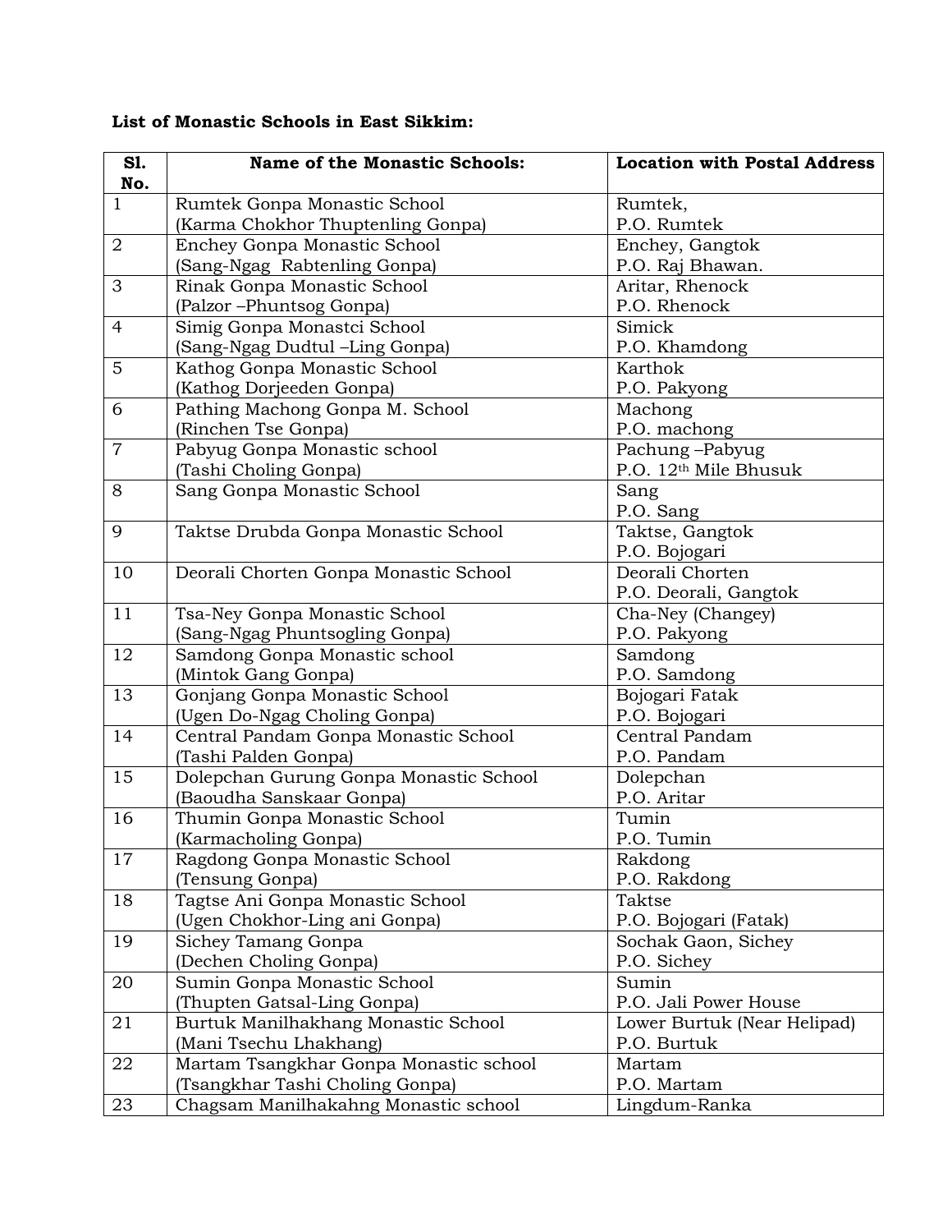**List of Monastic Schools in East Sikkim:**

| Sl. No. | Name of the Monastic Schools: | Location with Postal Address |
|---|---|---|
| 1 | Rumtek Gonpa Monastic School (Karma Chokhor Thuptenling Gonpa) | Rumtek, P.O. Rumtek |
| 2 | Enchey Gonpa Monastic School (Sang-Ngag Rabtenling Gonpa) | Enchey, Gangtok P.O. Raj Bhawan. |
| 3 | Rinak Gonpa Monastic School (Palzor –Phuntsog Gonpa) | Aritar, Rhenock P.O. Rhenock |
| 4 | Simig Gonpa Monastci School (Sang-Ngag Dudtul –Ling Gonpa) | Simick P.O. Khamdong |
| 5 | Kathog Gonpa Monastic School (Kathog Dorjeeden Gonpa) | Karthok P.O. Pakyong |
| 6 | Pathing Machong Gonpa M. School (Rinchen Tse Gonpa) | Machong P.O. machong |
| 7 | Pabyug Gonpa Monastic school (Tashi Choling Gonpa) | Pachung –Pabyug P.O. 12th Mile Bhusuk |
| 8 | Sang Gonpa Monastic School | Sang P.O. Sang |
| 9 | Taktse Drubda Gonpa Monastic School | Taktse, Gangtok P.O. Bojogari |
| 10 | Deorali Chorten Gonpa Monastic School | Deorali Chorten P.O. Deorali, Gangtok |
| 11 | Tsa-Ney Gonpa Monastic School (Sang-Ngag Phuntsogling Gonpa) | Cha-Ney (Changey) P.O. Pakyong |
| 12 | Samdong Gonpa Monastic school (Mintok Gang Gonpa) | Samdong P.O. Samdong |
| 13 | Gonjang Gonpa Monastic School (Ugen Do-Ngag Choling Gonpa) | Bojogari Fatak P.O. Bojogari |
| 14 | Central Pandam Gonpa Monastic School (Tashi Palden Gonpa) | Central Pandam P.O. Pandam |
| 15 | Dolepchan Gurung Gonpa Monastic School (Baoudha Sanskaar Gonpa) | Dolepchan P.O. Aritar |
| 16 | Thumin Gonpa Monastic School (Karmacholing Gonpa) | Tumin P.O. Tumin |
| 17 | Ragdong Gonpa Monastic School (Tensung Gonpa) | Rakdong P.O. Rakdong |
| 18 | Tagtse Ani Gonpa Monastic School (Ugen Chokhor-Ling ani Gonpa) | Taktse P.O. Bojogari (Fatak) |
| 19 | Sichey Tamang Gonpa (Dechen Choling Gonpa) | Sochak Gaon, Sichey P.O. Sichey |
| 20 | Sumin Gonpa Monastic School (Thupten Gatsal-Ling Gonpa) | Sumin P.O. Jali Power House |
| 21 | Burtuk Manilhakhang Monastic School (Mani Tsechu Lhakhang) | Lower Burtuk (Near Helipad) P.O. Burtuk |
| 22 | Martam Tsangkhar Gonpa Monastic school (Tsangkhar Tashi Choling Gonpa) | Martam P.O. Martam |
| 23 | Chagsam Manilhakahng Monastic school | Lingdum-Ranka |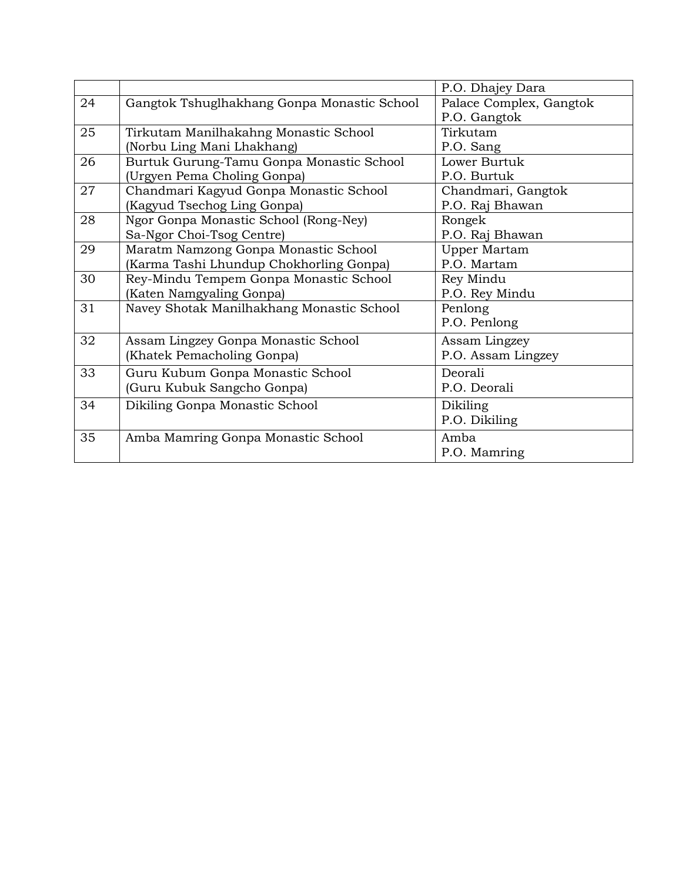| | | |
|---|---|---|
| | | P.O. Dhajey Dara |
| 24 | Gangtok Tshuglhakhang Gonpa Monastic School | Palace Complex, Gangtok<br>P.O. Gangtok |
| 25 | Tirkutam Manilhakahng Monastic School<br>(Norbu Ling Mani Lhakhang) | Tirkutam<br>P.O. Sang |
| 26 | Burtuk Gurung-Tamu Gonpa Monastic School<br>(Urgyen Pema Choling Gonpa) | Lower Burtuk<br>P.O. Burtuk |
| 27 | Chandmari Kagyud Gonpa Monastic School<br>(Kagyud Tsechog Ling Gonpa) | Chandmari, Gangtok<br>P.O. Raj Bhawan |
| 28 | Ngor Gonpa Monastic School (Rong-Ney)<br>Sa-Ngor Choi-Tsog Centre) | Rongek<br>P.O. Raj Bhawan |
| 29 | Maratm Namzong Gonpa Monastic School<br>(Karma Tashi Lhundup Chokhorling Gonpa) | Upper Martam<br>P.O. Martam |
| 30 | Rey-Mindu Tempem Gonpa Monastic School<br>(Katen Namgyaling Gonpa) | Rey Mindu<br>P.O. Rey Mindu |
| 31 | Navey Shotak Manilhakhang Monastic School | Penlong<br>P.O. Penlong |
| 32 | Assam Lingzey Gonpa Monastic School<br>(Khatek Pemacholing Gonpa) | Assam Lingzey<br>P.O. Assam Lingzey |
| 33 | Guru Kubum Gonpa Monastic School<br>(Guru Kubuk Sangcho Gonpa) | Deorali<br>P.O. Deorali |
| 34 | Dikiling Gonpa Monastic School | Dikiling<br>P.O. Dikiling |
| 35 | Amba Mamring Gonpa Monastic School | Amba<br>P.O. Mamring |